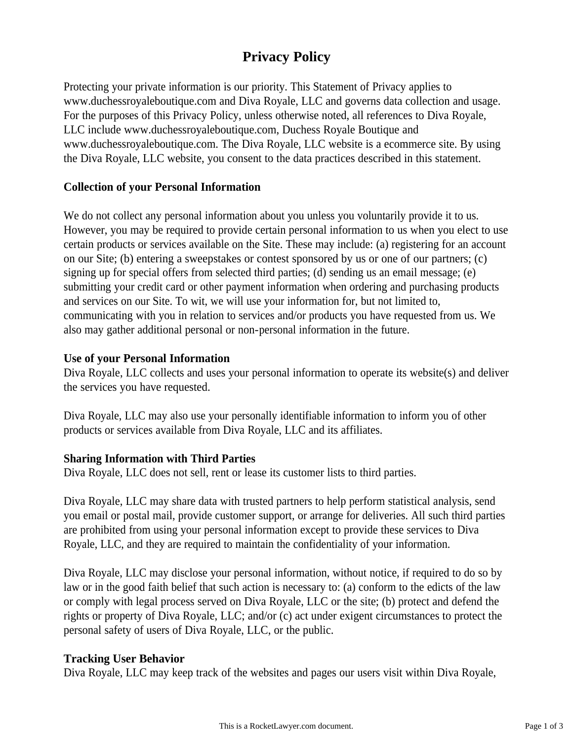# Privacy Policy

Protecting your private information is our priority. This Statement of Privacy applies to www.duchessroyaleboutique.com and Diva Royale, LLC and governs data collection and usage. For the purposes of this Privacy Policy, unless otherwise noted, all references to Diva Royale, LLC include www.duchessroyaleboutique.com, Duchess Royale Boutique and www.duchessroyaleboutique.com. The Diva Royale, LLC website is a ecommerce site. By using the Diva Royale, LLC website, you consent to the data practices described in this statement.

## Collection of your Personal Information

We do not collect any personal information about you unless you voluntarily provide it to us. However, you may be required to provide certain personal information to us when you elect to use certain products or services available on the Site. These may include: (a) registering for an account on our Site; (b) entering a sweepstakes or contest sponsored by us or one of our partners; (c) signing up for special offers from selected third parties; (d) sending us an email message; (e) submitting your credit card or other payment information when ordering and purchasing products and services on our Site. To wit, we will use your information for, but not limited to, communicating with you in relation to services and/or products you have requested from us. We also may gather additional personal or non-personal information in the future.

## Use of your Personal Information

Diva Royale, LLC collects and uses your personal information to operate its website(s) and deliver the services you have requested.

Diva Royale, LLC may also use your personally identifiable information to inform you of other products or services available from Diva Royale, LLC and its affiliates.

## Sharing Information with Third Parties

Diva Royale, LLC does not sell, rent or lease its customer lists to third parties.

Diva Royale, LLC may share data with trusted partners to help perform statistical analysis, send you email or postal mail, provide customer support, or arrange for deliveries. All such third parties are prohibited from using your personal information except to provide these services to Diva Royale, LLC, and they are required to maintain the confidentiality of your information.

Diva Royale, LLC may disclose your personal information, without notice, if required to do so by law or in the good faith belief that such action is necessary to: (a) conform to the edicts of the law or comply with legal process served on Diva Royale, LLC or the site; (b) protect and defend the rights or property of Diva Royale, LLC; and/or (c) act under exigent circumstances to protect the personal safety of users of Diva Royale, LLC, or the public.

## Tracking User Behavior

Diva Royale, LLC may keep track of the websites and pages our users visit within Diva Royale,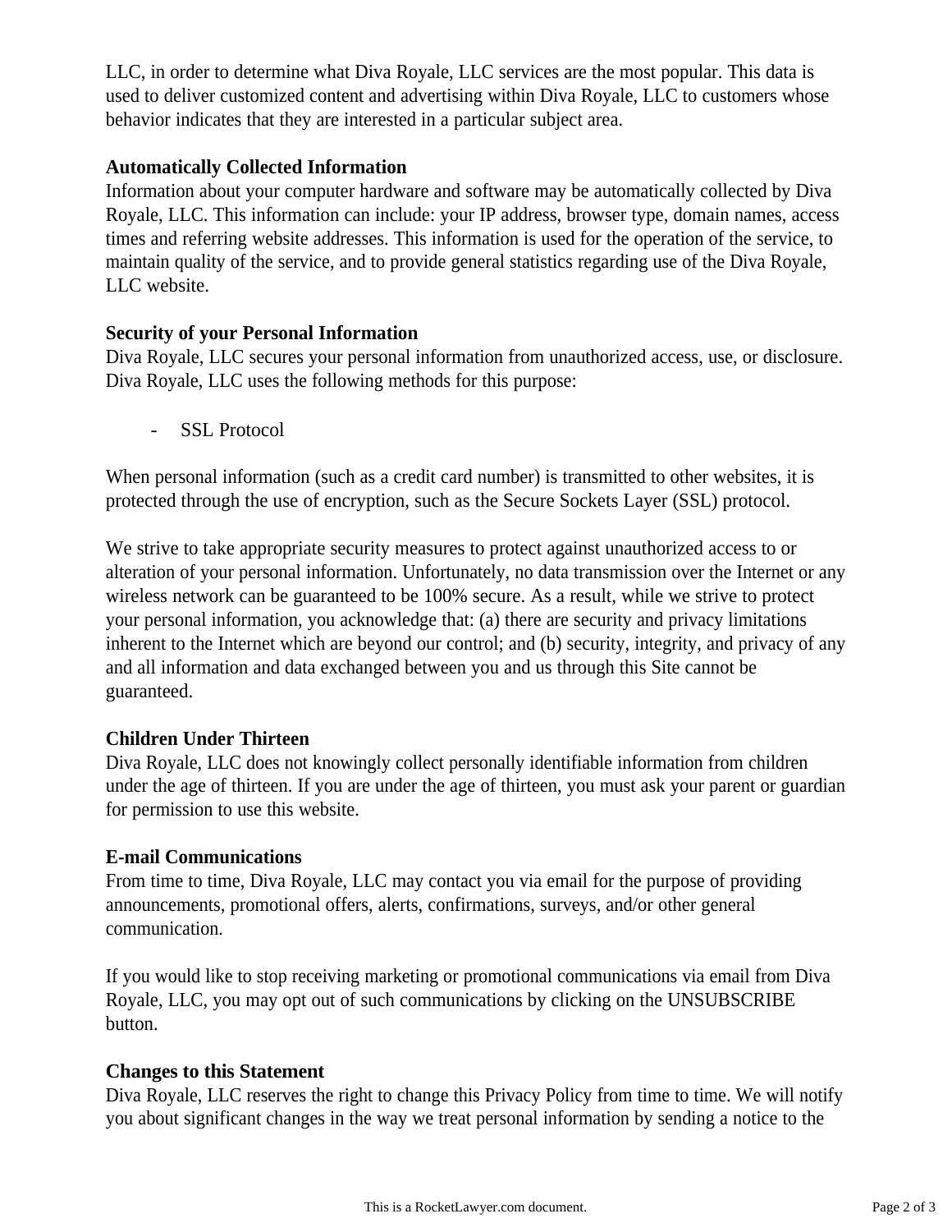LLC, in order to determine what Diva Royale, LLC services are the most popular. This data is used to deliver customized content and advertising within Diva Royale, LLC to customers whose behavior indicates that they are interested in a particular subject area.

**Automatically Collected Information**
Information about your computer hardware and software may be automatically collected by Diva Royale, LLC. This information can include: your IP address, browser type, domain names, access times and referring website addresses. This information is used for the operation of the service, to maintain quality of the service, and to provide general statistics regarding use of the Diva Royale, LLC website.

**Security of your Personal Information**
Diva Royale, LLC secures your personal information from unauthorized access, use, or disclosure. Diva Royale, LLC uses the following methods for this purpose:

- SSL Protocol

When personal information (such as a credit card number) is transmitted to other websites, it is protected through the use of encryption, such as the Secure Sockets Layer (SSL) protocol.

We strive to take appropriate security measures to protect against unauthorized access to or alteration of your personal information. Unfortunately, no data transmission over the Internet or any wireless network can be guaranteed to be 100% secure. As a result, while we strive to protect your personal information, you acknowledge that: (a) there are security and privacy limitations inherent to the Internet which are beyond our control; and (b) security, integrity, and privacy of any and all information and data exchanged between you and us through this Site cannot be guaranteed.

**Children Under Thirteen**
Diva Royale, LLC does not knowingly collect personally identifiable information from children under the age of thirteen. If you are under the age of thirteen, you must ask your parent or guardian for permission to use this website.

**E-mail Communications**
From time to time, Diva Royale, LLC may contact you via email for the purpose of providing announcements, promotional offers, alerts, confirmations, surveys, and/or other general communication.

If you would like to stop receiving marketing or promotional communications via email from Diva Royale, LLC, you may opt out of such communications by clicking on the UNSUBSCRIBE button.

**Changes to this Statement**
Diva Royale, LLC reserves the right to change this Privacy Policy from time to time. We will notify you about significant changes in the way we treat personal information by sending a notice to the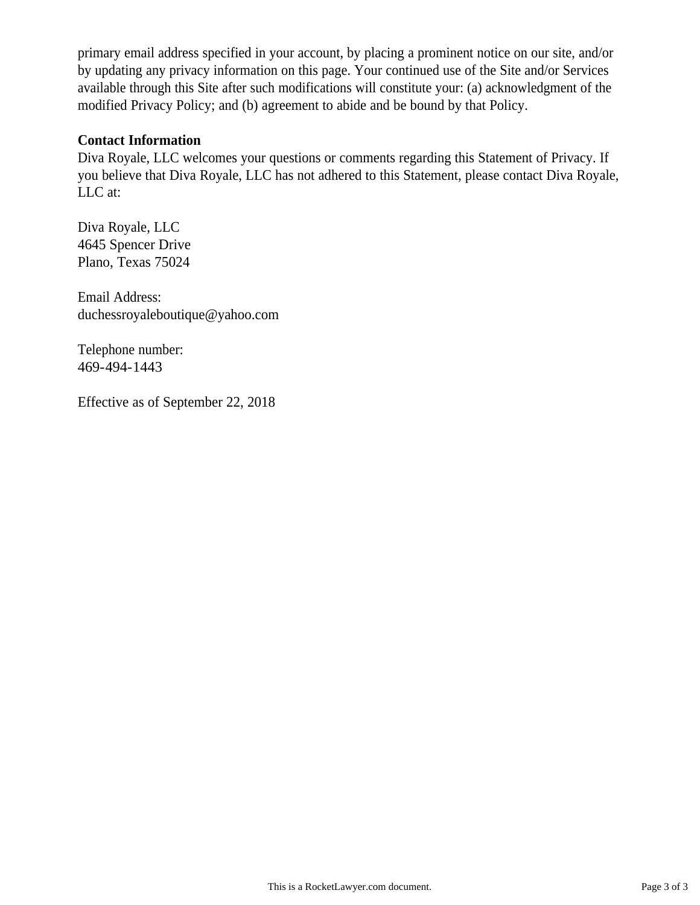primary email address specified in your account, by placing a prominent notice on our site, and/or by updating any privacy information on this page. Your continued use of the Site and/or Services available through this Site after such modifications will constitute your: (a) acknowledgment of the modified Privacy Policy; and (b) agreement to abide and be bound by that Policy.

**Contact Information**

Diva Royale, LLC welcomes your questions or comments regarding this Statement of Privacy. If you believe that Diva Royale, LLC has not adhered to this Statement, please contact Diva Royale, LLC at:

Diva Royale, LLC
4645 Spencer Drive
Plano, Texas 75024

Email Address:
duchessroyaleboutique@yahoo.com

Telephone number:
469-494-1443

Effective as of September 22, 2018

This is a RocketLawyer.com document.